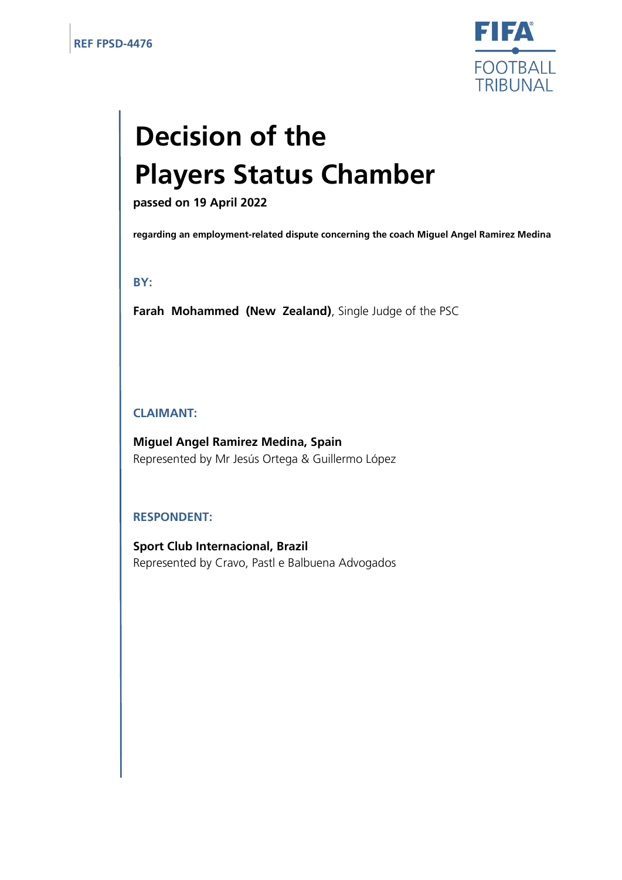REF FPSD-4476

FIFA FOOTBALL TRIBUNAL

# Decision of the Players Status Chamber

**passed on 19 April 2022**

**regarding an employment-related dispute concerning the coach Miguel Angel Ramirez Medina**

**BY:**

**Farah Mohammed (New Zealand)**, Single Judge of the PSC

**CLAIMANT:**

**Miguel Angel Ramirez Medina, Spain**
Represented by Mr Jesús Ortega & Guillermo López

**RESPONDENT:**

**Sport Club Internacional, Brazil**
Represented by Cravo, Pastl e Balbuena Advogados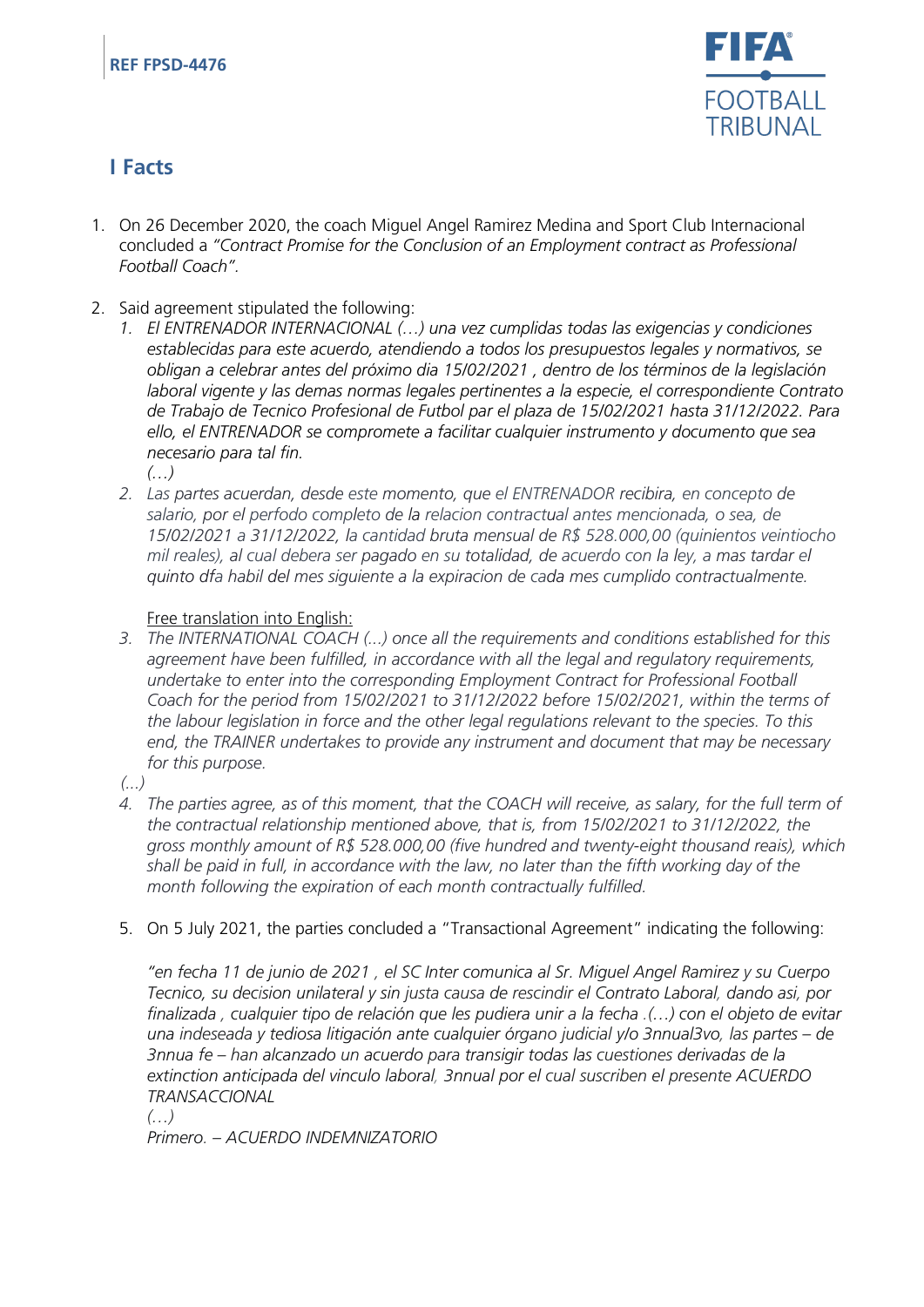REF FPSD-4476

## I Facts

1. On 26 December 2020, the coach Miguel Angel Ramirez Medina and Sport Club Internacional concluded a *"Contract Promise for the Conclusion of an Employment contract as Professional Football Coach".*

2. Said agreement stipulated the following:
   1. *El ENTRENADOR INTERNACIONAL (…) una vez cumplidas todas las exigencias y condiciones establecidas para este acuerdo, atendiendo a todos los presupuestos legales y normativos, se obligan a celebrar antes del próximo dia 15/02/2021 , dentro de los términos de la legislación laboral vigente y las demas normas legales pertinentes a la especie, el correspondiente Contrato de Trabajo de Tecnico Profesional de Futbol par el plaza de 15/02/2021 hasta 31/12/2022. Para ello, el ENTRADOR se compromete a facilitar cualquier instrumento y documento que sea necesario para tal fin.*
   *(…)*
   2. *Las partes acuerdan, desde este momento, que el ENTRENADOR recibira, en concepto de salario, por el perfodo completo de la relacion contractual antes mencionada, o sea, de 15/02/2021 a 31/12/2022, la cantidad bruta mensual de R$ 528.000,00 (quinientos veintiocho mil reales), al cual debera ser pagado en su totalidad, de acuerdo con la ley, a mas tardar el quinto dfa habil del mes siguiente a la expiracion de cada mes cumplido contractualmente.*

   Free translation into English:

   3. *The INTERNATIONAL COACH (...) once all the requirements and conditions established for this agreement have been fulfilled, in accordance with all the legal and regulatory requirements, undertake to enter into the corresponding Employment Contract for Professional Football Coach for the period from 15/02/2021 to 31/12/2022 before 15/02/2021, within the terms of the labour legislation in force and the other legal regulations relevant to the species. To this end, the TRAINER undertakes to provide any instrument and document that may be necessary for this purpose.*

   *(...)*

   4. *The parties agree, as of this moment, that the COACH will receive, as salary, for the full term of the contractual relationship mentioned above, that is, from 15/02/2021 to 31/12/2022, the gross monthly amount of R$ 528.000,00 (five hundred and twenty-eight thousand reais), which shall be paid in full, in accordance with the law, no later than the fifth working day of the month following the expiration of each month contractually fulfilled.*

   5. On 5 July 2021, the parties concluded a "Transactional Agreement" indicating the following:

   *"en fecha 11 de junio de 2021 , el SC Inter comunica al Sr. Miguel Angel Ramirez y su Cuerpo Tecnico, su decision unilateral y sin justa causa de rescindir el Contrato Laboral, dando asi, por finalizada , cualquier tipo de relación que les pudiera unir a la fecha .(…) con el objeto de evitar una indeseada y tediosa litigación ante cualquier órgano judicial y/o 3nnual3vo, las partes – de 3nnua fe – han alcanzado un acuerdo para transigir todas las cuestiones derivadas de la extinction anticipada del vinculo laboral, 3nnual por el cual suscriben el presente ACUERDO TRANSACCIONAL*
   *(…)*
   *Primero. – ACUERDO INDEMNIZATORIO*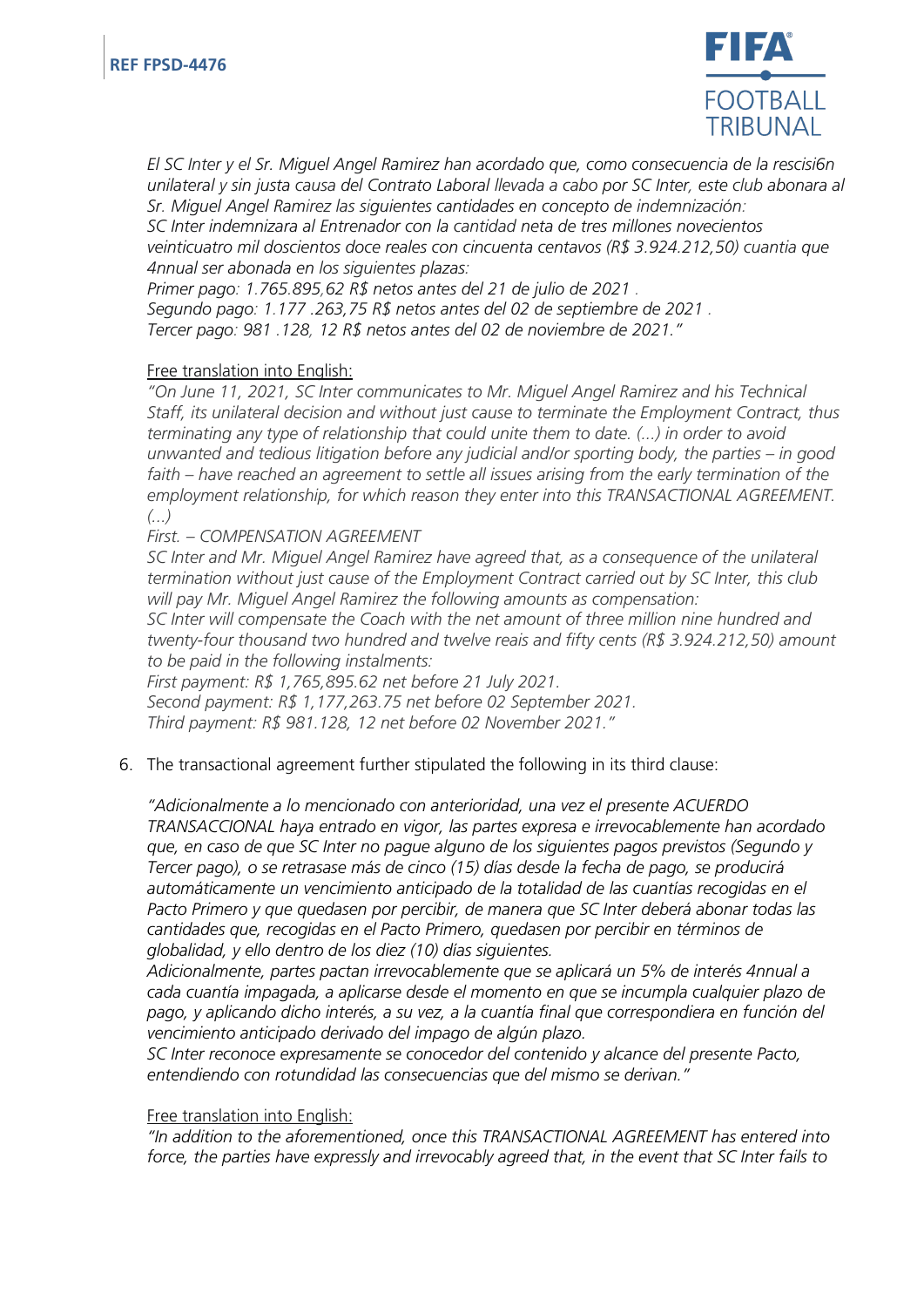*El SC Inter y el Sr. Miguel Angel Ramirez han acordado que, como consecuencia de la rescisi6n unilateral y sin justa causa del Contrato Laboral llevada a cabo por SC Inter, este club abonara al Sr. Miguel Angel Ramirez las siguientes cantidades en concepto de indemnización:*
*SC Inter indemnizara al Entrenador con la cantidad neta de tres millones novecientos veinticuatro mil doscientos doce reales con cincuenta centavos (R$ 3.924.212,50) cuantia que 4nnual ser abonada en los siguientes plazas:*
*Primer pago: 1.765.895,62 R$ netos antes del 21 de julio de 2021 .*
*Segundo pago: 1.177 .263,75 R$ netos antes del 02 de septiembre de 2021 .*
*Tercer pago: 981 .128, 12 R$ netos antes del 02 de noviembre de 2021."*

Free translation into English:
*"On June 11, 2021, SC Inter communicates to Mr. Miguel Angel Ramirez and his Technical Staff, its unilateral decision and without just cause to terminate the Employment Contract, thus terminating any type of relationship that could unite them to date. (...) in order to avoid unwanted and tedious litigation before any judicial and/or sporting body, the parties – in good faith – have reached an agreement to settle all issues arising from the early termination of the employment relationship, for which reason they enter into this TRANSACTIONAL AGREEMENT. (...)*
*First. – COMPENSATION AGREEMENT*
*SC Inter and Mr. Miguel Angel Ramirez have agreed that, as a consequence of the unilateral termination without just cause of the Employment Contract carried out by SC Inter, this club will pay Mr. Miguel Angel Ramirez the following amounts as compensation:*
*SC Inter will compensate the Coach with the net amount of three million nine hundred and twenty-four thousand two hundred and twelve reais and fifty cents (R$ 3.924.212,50) amount to be paid in the following instalments:*
*First payment: R$ 1,765,895.62 net before 21 July 2021.*
*Second payment: R$ 1,177,263.75 net before 02 September 2021.*
*Third payment: R$ 981.128, 12 net before 02 November 2021."*

6. The transactional agreement further stipulated the following in its third clause:

*"Adicionalmente a lo mencionado con anterioridad, una vez el presente ACUERDO TRANSACCIONAL haya entrado en vigor, las partes expresa e irrevocablemente han acordado que, en caso de que SC Inter no pague alguno de los siguientes pagos previstos (Segundo y Tercer pago), o se retrasase más de cinco (15) días desde la fecha de pago, se producirá automáticamente un vencimiento anticipado de la totalidad de las cuantías recogidas en el Pacto Primero y que quedasen por percibir, de manera que SC Inter deberá abonar todas las cantidades que, recogidas en el Pacto Primero, quedasen por percibir en términos de globalidad, y ello dentro de los diez (10) días siguientes.*
*Adicionalmente, partes pactan irrevocablemente que se aplicará un 5% de interés 4nnual a cada cuantía impagada, a aplicarse desde el momento en que se incumpla cualquier plazo de pago, y aplicando dicho interés, a su vez, a la cuantía final que correspondiera en función del vencimiento anticipado derivado del impago de algún plazo.*
*SC Inter reconoce expresamente se conocedor del contenido y alcance del presente Pacto, entendiendo con rotundidad las consecuencias que del mismo se derivan."*

Free translation into English:
*"In addition to the aforementioned, once this TRANSACTIONAL AGREEMENT has entered into force, the parties have expressly and irrevocably agreed that, in the event that SC Inter fails to*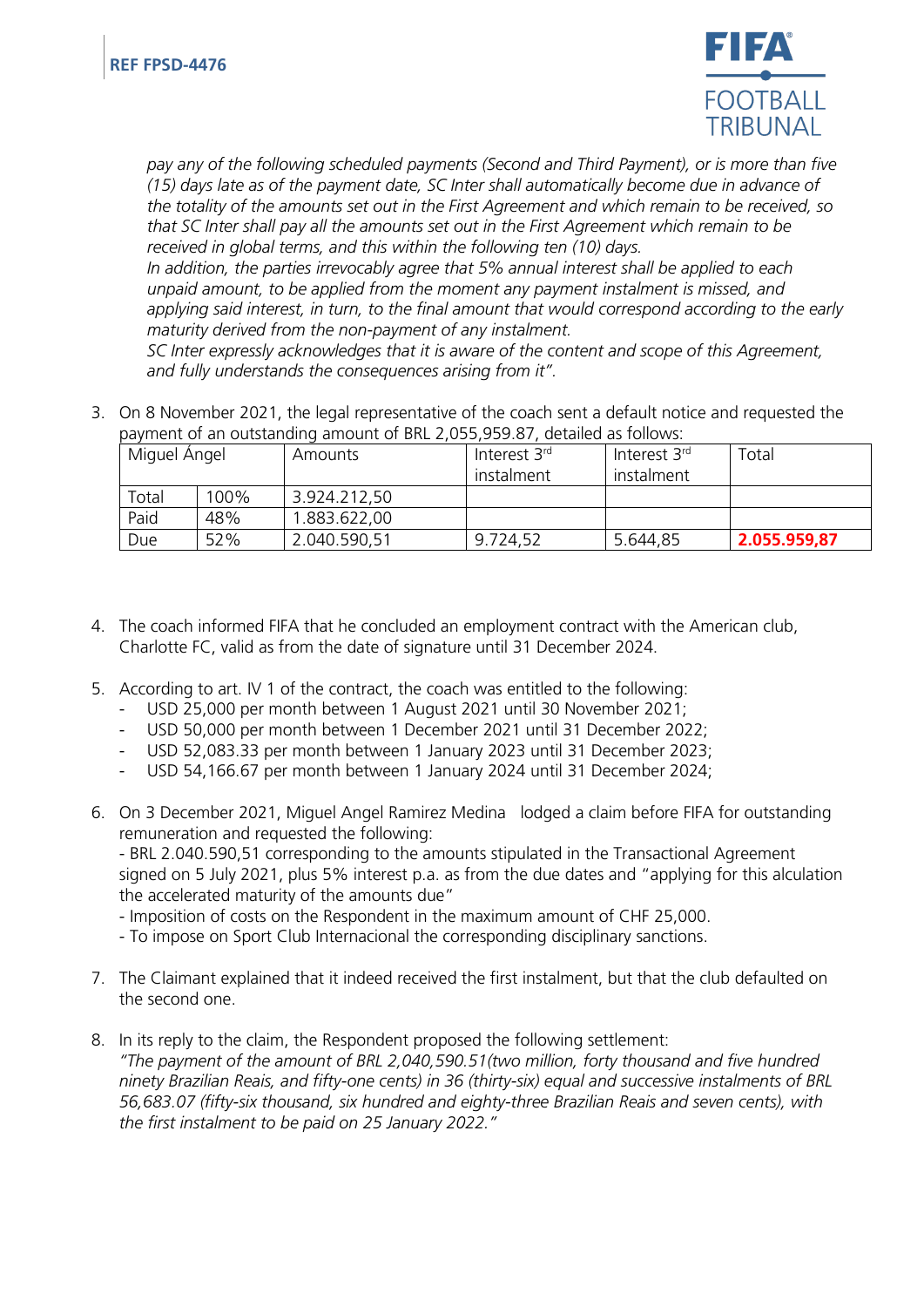*pay any of the following scheduled payments (Second and Third Payment), or is more than five (15) days late as of the payment date, SC Inter shall automatically become due in advance of the totality of the amounts set out in the First Agreement and which remain to be received, so that SC Inter shall pay all the amounts set out in the First Agreement which remain to be received in global terms, and this within the following ten (10) days.*
*In addition, the parties irrevocably agree that 5% annual interest shall be applied to each unpaid amount, to be applied from the moment any payment instalment is missed, and applying said interest, in turn, to the final amount that would correspond according to the early maturity derived from the non-payment of any instalment.*
*SC Inter expressly acknowledges that it is aware of the content and scope of this Agreement, and fully understands the consequences arising from it".*

3. On 8 November 2021, the legal representative of the coach sent a default notice and requested the payment of an outstanding amount of BRL 2,055,959.87, detailed as follows:

| Miguel Ángel | | Amounts | Interest 3rd instalment | Interest 3rd instalment | Total |
|---|---|---|---|---|---|
| Total | 100% | 3.924.212,50 | | | |
| Paid | 48% | 1.883.622,00 | | | |
| Due | 52% | 2.040.590,51 | 9.724,52 | 5.644,85 | **2.055.959,87** |

4. The coach informed FIFA that he concluded an employment contract with the American club, Charlotte FC, valid as from the date of signature until 31 December 2024.

5. According to art. IV 1 of the contract, the coach was entitled to the following:
   - USD 25,000 per month between 1 August 2021 until 30 November 2021;
   - USD 50,000 per month between 1 December 2021 until 31 December 2022;
   - USD 52,083.33 per month between 1 January 2023 until 31 December 2023;
   - USD 54,166.67 per month between 1 January 2024 until 31 December 2024;

6. On 3 December 2021, Miguel Angel Ramirez Medina lodged a claim before FIFA for outstanding remuneration and requested the following:
   - BRL 2.040.590,51 corresponding to the amounts stipulated in the Transactional Agreement signed on 5 July 2021, plus 5% interest p.a. as from the due dates and "applying for this alculation the accelerated maturity of the amounts due"
   - Imposition of costs on the Respondent in the maximum amount of CHF 25,000.
   - To impose on Sport Club Internacional the corresponding disciplinary sanctions.

7. The Claimant explained that it indeed received the first instalment, but that the club defaulted on the second one.

8. In its reply to the claim, the Respondent proposed the following settlement:
   *"The payment of the amount of BRL 2,040,590.51(two million, forty thousand and five hundred ninety Brazilian Reais, and fifty-one cents) in 36 (thirty-six) equal and successive instalments of BRL 56,683.07 (fifty-six thousand, six hundred and eighty-three Brazilian Reais and seven cents), with the first instalment to be paid on 25 January 2022."*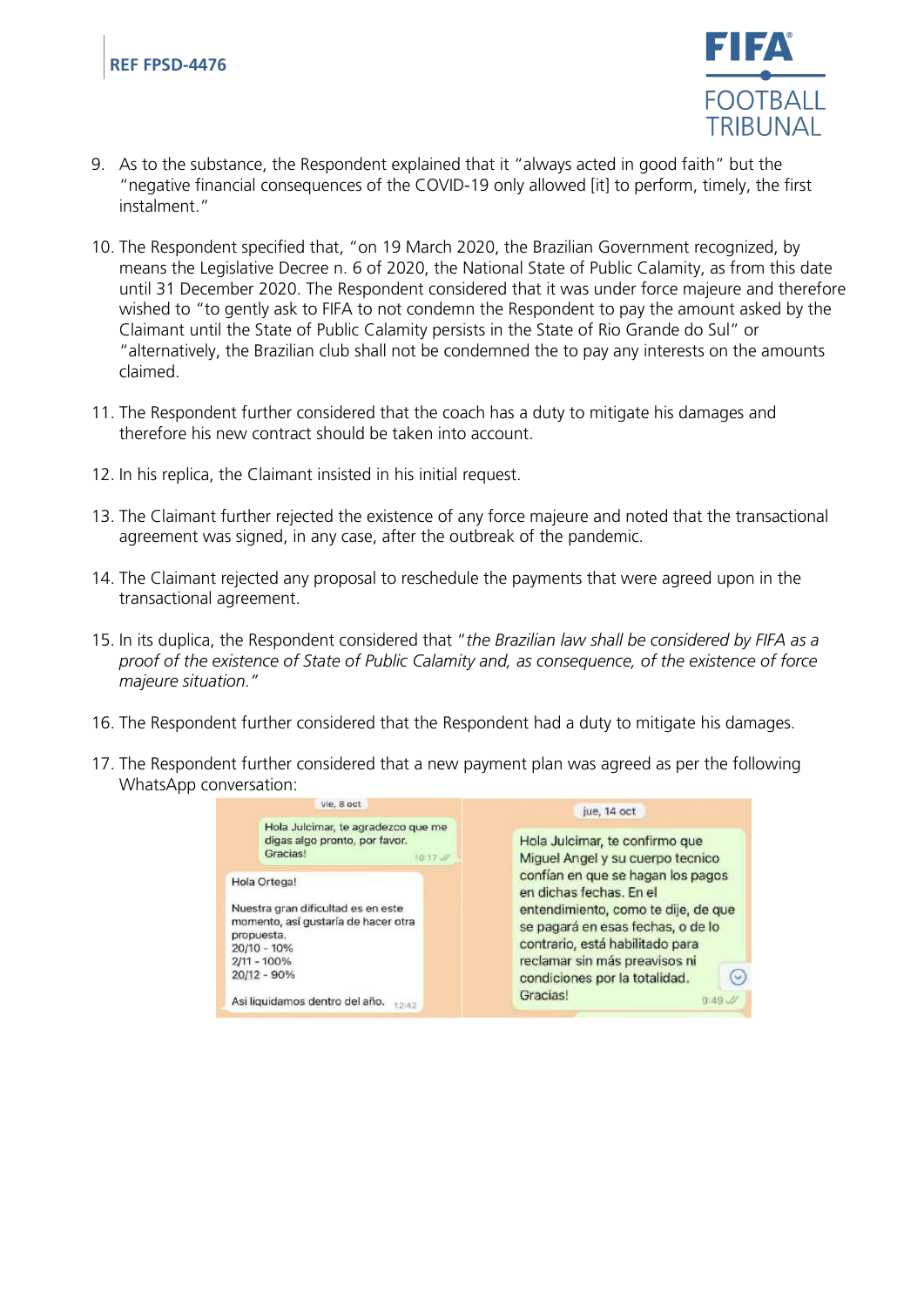9. As to the substance, the Respondent explained that it "always acted in good faith" but the "negative financial consequences of the COVID-19 only allowed [it] to perform, timely, the first instalment."

10. The Respondent specified that, "on 19 March 2020, the Brazilian Government recognized, by means the Legislative Decree n. 6 of 2020, the National State of Public Calamity, as from this date until 31 December 2020. The Respondent considered that it was under force majeure and therefore wished to "to gently ask to FIFA to not condemn the Respondent to pay the amount asked by the Claimant until the State of Public Calamity persists in the State of Rio Grande do Sul" or "alternatively, the Brazilian club shall not be condemned the to pay any interests on the amounts claimed.

11. The Respondent further considered that the coach has a duty to mitigate his damages and therefore his new contract should be taken into account.

12. In his replica, the Claimant insisted in his initial request.

13. The Claimant further rejected the existence of any force majeure and noted that the transactional agreement was signed, in any case, after the outbreak of the pandemic.

14. The Claimant rejected any proposal to reschedule the payments that were agreed upon in the transactional agreement.

15. In its duplica, the Respondent considered that "*the Brazilian law shall be considered by FIFA as a proof of the existence of State of Public Calamity and, as consequence, of the existence of force majeure situation.*"

16. The Respondent further considered that the Respondent had a duty to mitigate his damages.

17. The Respondent further considered that a new payment plan was agreed as per the following WhatsApp conversation:

vie, 8 oct

Hola Julcimar, te agradezco que me digas algo pronto, por favor. Gracias! 10:17

Hola Ortega!

Nuestra gran dificultad es en este momento, así gustaría de hacer otra propuesta.
20/10 - 10%
2/11 - 100%
20/12 - 90%

Asi liquidamos dentro del año. 12:42

jue, 14 oct

Hola Julcimar, te confirmo que Miguel Angel y su cuerpo tecnico confían en que se hagan los pagos en dichas fechas. En el entendimiento, como te dije, de que se pagará en esas fechas, o de lo contrario, está habilitado para reclamar sin más preavisos ni condiciones por la totalidad. Gracias! 9:49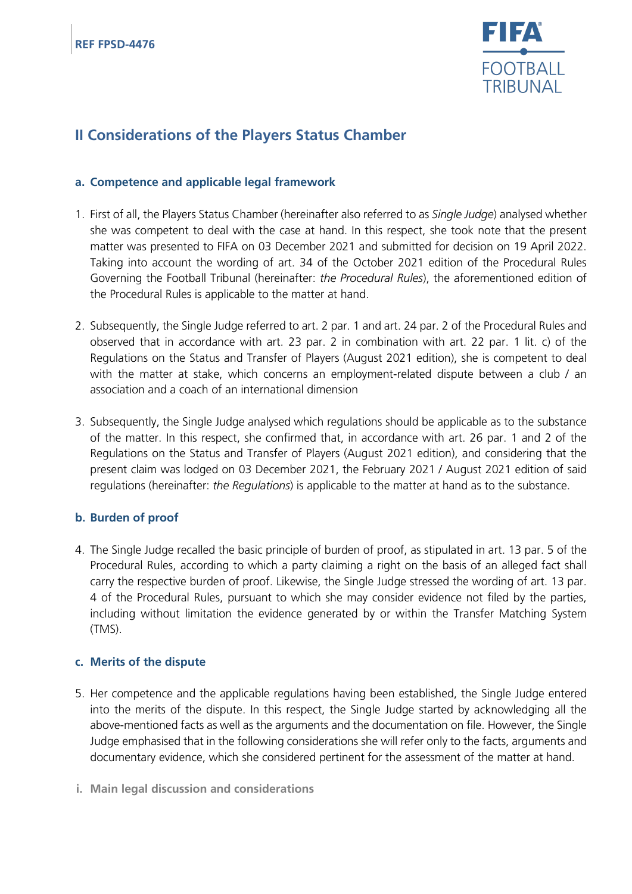## II Considerations of the Players Status Chamber

### a. Competence and applicable legal framework

1. First of all, the Players Status Chamber (hereinafter also referred to as *Single Judge*) analysed whether she was competent to deal with the case at hand. In this respect, she took note that the present matter was presented to FIFA on 03 December 2021 and submitted for decision on 19 April 2022. Taking into account the wording of art. 34 of the October 2021 edition of the Procedural Rules Governing the Football Tribunal (hereinafter: *the Procedural Rules*), the aforementioned edition of the Procedural Rules is applicable to the matter at hand.

2. Subsequently, the Single Judge referred to art. 2 par. 1 and art. 24 par. 2 of the Procedural Rules and observed that in accordance with art. 23 par. 2 in combination with art. 22 par. 1 lit. c) of the Regulations on the Status and Transfer of Players (August 2021 edition), she is competent to deal with the matter at stake, which concerns an employment-related dispute between a club / an association and a coach of an international dimension

3. Subsequently, the Single Judge analysed which regulations should be applicable as to the substance of the matter. In this respect, she confirmed that, in accordance with art. 26 par. 1 and 2 of the Regulations on the Status and Transfer of Players (August 2021 edition), and considering that the present claim was lodged on 03 December 2021, the February 2021 / August 2021 edition of said regulations (hereinafter: *the Regulations*) is applicable to the matter at hand as to the substance.

### b. Burden of proof

4. The Single Judge recalled the basic principle of burden of proof, as stipulated in art. 13 par. 5 of the Procedural Rules, according to which a party claiming a right on the basis of an alleged fact shall carry the respective burden of proof. Likewise, the Single Judge stressed the wording of art. 13 par. 4 of the Procedural Rules, pursuant to which she may consider evidence not filed by the parties, including without limitation the evidence generated by or within the Transfer Matching System (TMS).

### c. Merits of the dispute

5. Her competence and the applicable regulations having been established, the Single Judge entered into the merits of the dispute. In this respect, the Single Judge started by acknowledging all the above-mentioned facts as well as the arguments and the documentation on file. However, the Single Judge emphasised that in the following considerations she will refer only to the facts, arguments and documentary evidence, which she considered pertinent for the assessment of the matter at hand.

#### i. Main legal discussion and considerations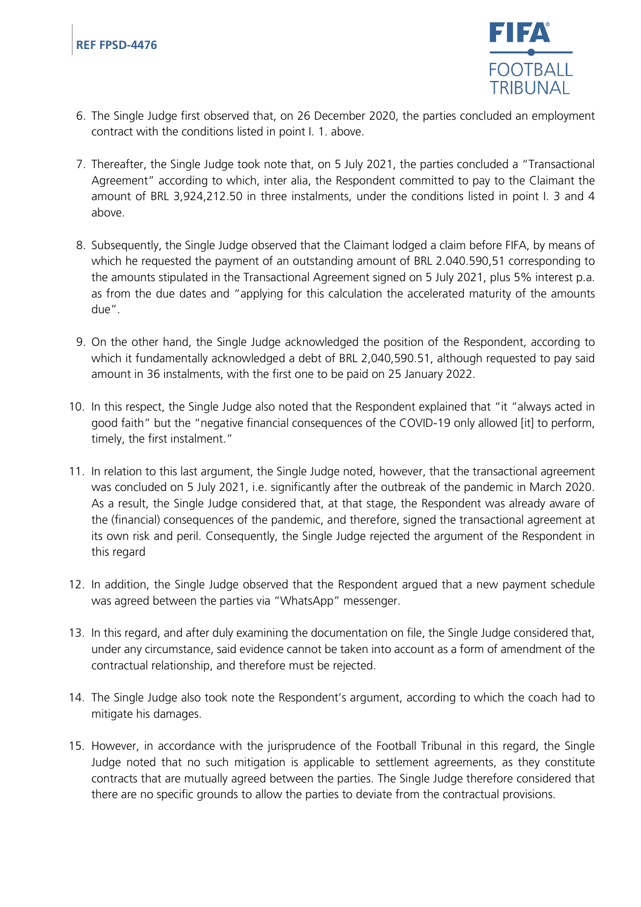6. The Single Judge first observed that, on 26 December 2020, the parties concluded an employment contract with the conditions listed in point I. 1. above.

7. Thereafter, the Single Judge took note that, on 5 July 2021, the parties concluded a "Transactional Agreement" according to which, inter alia, the Respondent committed to pay to the Claimant the amount of BRL 3,924,212.50 in three instalments, under the conditions listed in point I. 3 and 4 above.

8. Subsequently, the Single Judge observed that the Claimant lodged a claim before FIFA, by means of which he requested the payment of an outstanding amount of BRL 2.040.590,51 corresponding to the amounts stipulated in the Transactional Agreement signed on 5 July 2021, plus 5% interest p.a. as from the due dates and "applying for this calculation the accelerated maturity of the amounts due".

9. On the other hand, the Single Judge acknowledged the position of the Respondent, according to which it fundamentally acknowledged a debt of BRL 2,040,590.51, although requested to pay said amount in 36 instalments, with the first one to be paid on 25 January 2022.

10. In this respect, the Single Judge also noted that the Respondent explained that "it "always acted in good faith" but the "negative financial consequences of the COVID-19 only allowed [it] to perform, timely, the first instalment."

11. In relation to this last argument, the Single Judge noted, however, that the transactional agreement was concluded on 5 July 2021, i.e. significantly after the outbreak of the pandemic in March 2020. As a result, the Single Judge considered that, at that stage, the Respondent was already aware of the (financial) consequences of the pandemic, and therefore, signed the transactional agreement at its own risk and peril. Consequently, the Single Judge rejected the argument of the Respondent in this regard

12. In addition, the Single Judge observed that the Respondent argued that a new payment schedule was agreed between the parties via "WhatsApp" messenger.

13. In this regard, and after duly examining the documentation on file, the Single Judge considered that, under any circumstance, said evidence cannot be taken into account as a form of amendment of the contractual relationship, and therefore must be rejected.

14. The Single Judge also took note the Respondent's argument, according to which the coach had to mitigate his damages.

15. However, in accordance with the jurisprudence of the Football Tribunal in this regard, the Single Judge noted that no such mitigation is applicable to settlement agreements, as they constitute contracts that are mutually agreed between the parties. The Single Judge therefore considered that there are no specific grounds to allow the parties to deviate from the contractual provisions.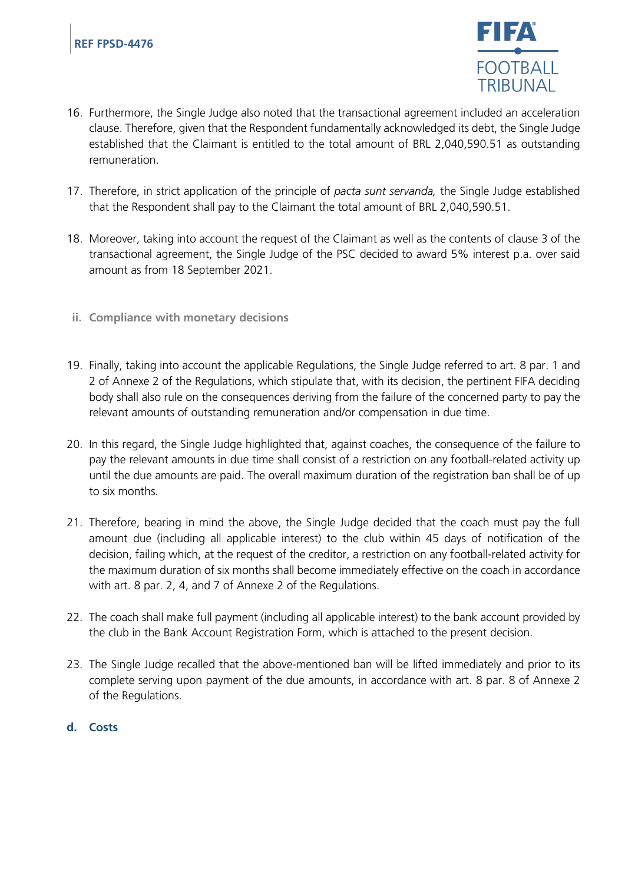16. Furthermore, the Single Judge also noted that the transactional agreement included an acceleration clause. Therefore, given that the Respondent fundamentally acknowledged its debt, the Single Judge established that the Claimant is entitled to the total amount of BRL 2,040,590.51 as outstanding remuneration.

17. Therefore, in strict application of the principle of *pacta sunt servanda,* the Single Judge established that the Respondent shall pay to the Claimant the total amount of BRL 2,040,590.51.

18. Moreover, taking into account the request of the Claimant as well as the contents of clause 3 of the transactional agreement, the Single Judge of the PSC decided to award 5% interest p.a. over said amount as from 18 September 2021.

**ii. Compliance with monetary decisions**

19. Finally, taking into account the applicable Regulations, the Single Judge referred to art. 8 par. 1 and 2 of Annexe 2 of the Regulations, which stipulate that, with its decision, the pertinent FIFA deciding body shall also rule on the consequences deriving from the failure of the concerned party to pay the relevant amounts of outstanding remuneration and/or compensation in due time.

20. In this regard, the Single Judge highlighted that, against coaches, the consequence of the failure to pay the relevant amounts in due time shall consist of a restriction on any football-related activity up until the due amounts are paid. The overall maximum duration of the registration ban shall be of up to six months.

21. Therefore, bearing in mind the above, the Single Judge decided that the coach must pay the full amount due (including all applicable interest) to the club within 45 days of notification of the decision, failing which, at the request of the creditor, a restriction on any football-related activity for the maximum duration of six months shall become immediately effective on the coach in accordance with art. 8 par. 2, 4, and 7 of Annexe 2 of the Regulations.

22. The coach shall make full payment (including all applicable interest) to the bank account provided by the club in the Bank Account Registration Form, which is attached to the present decision.

23. The Single Judge recalled that the above-mentioned ban will be lifted immediately and prior to its complete serving upon payment of the due amounts, in accordance with art. 8 par. 8 of Annexe 2 of the Regulations.

## d. Costs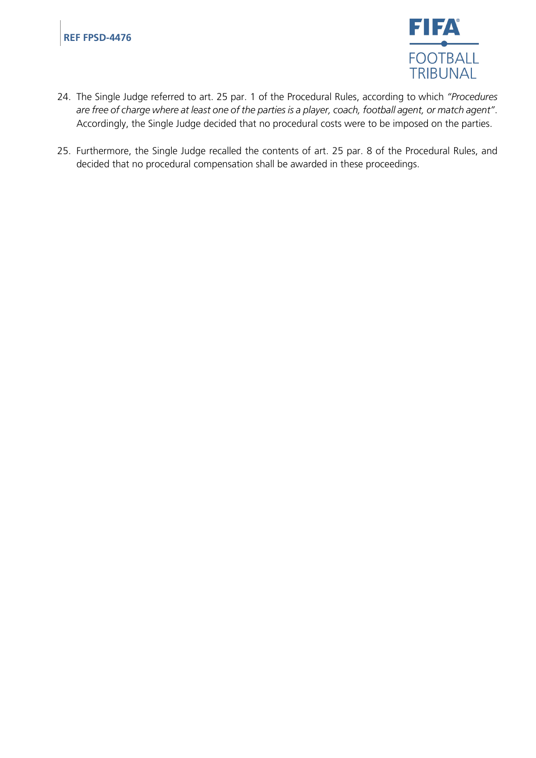24. The Single Judge referred to art. 25 par. 1 of the Procedural Rules, according to which *"Procedures are free of charge where at least one of the parties is a player, coach, football agent, or match agent"*. Accordingly, the Single Judge decided that no procedural costs were to be imposed on the parties.

25. Furthermore, the Single Judge recalled the contents of art. 25 par. 8 of the Procedural Rules, and decided that no procedural compensation shall be awarded in these proceedings.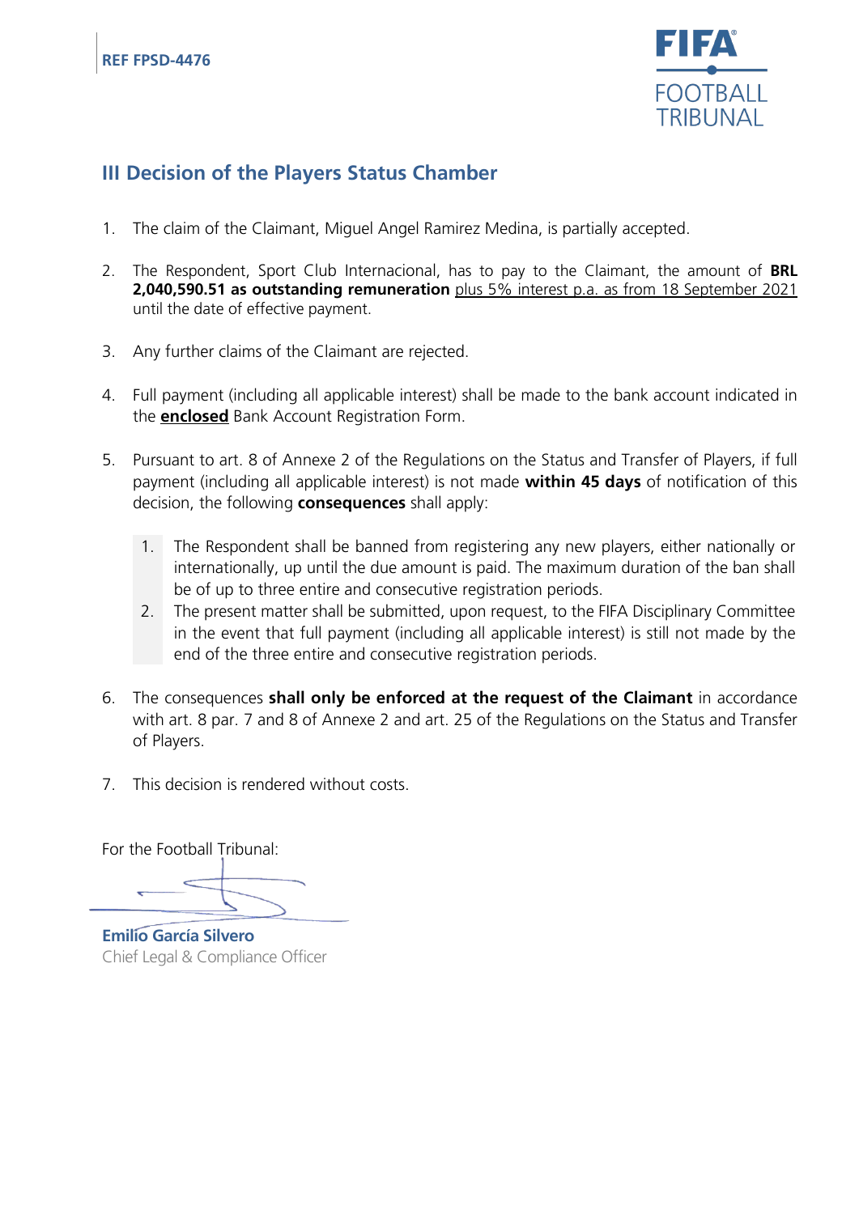## III Decision of the Players Status Chamber

1. The claim of the Claimant, Miguel Angel Ramirez Medina, is partially accepted.

2. The Respondent, Sport Club Internacional, has to pay to the Claimant, the amount of **BRL 2,040,590.51 as outstanding remuneration** plus 5% interest p.a. as from 18 September 2021 until the date of effective payment.

3. Any further claims of the Claimant are rejected.

4. Full payment (including all applicable interest) shall be made to the bank account indicated in the **enclosed** Bank Account Registration Form.

5. Pursuant to art. 8 of Annexe 2 of the Regulations on the Status and Transfer of Players, if full payment (including all applicable interest) is not made **within 45 days** of notification of this decision, the following **consequences** shall apply:

    1. The Respondent shall be banned from registering any new players, either nationally or internationally, up until the due amount is paid. The maximum duration of the ban shall be of up to three entire and consecutive registration periods.
    2. The present matter shall be submitted, upon request, to the FIFA Disciplinary Committee in the event that full payment (including all applicable interest) is still not made by the end of the three entire and consecutive registration periods.

6. The consequences **shall only be enforced at the request of the Claimant** in accordance with art. 8 par. 7 and 8 of Annexe 2 and art. 25 of the Regulations on the Status and Transfer of Players.

7. This decision is rendered without costs.

For the Football Tribunal:

**Emilio García Silvero**
Chief Legal & Compliance Officer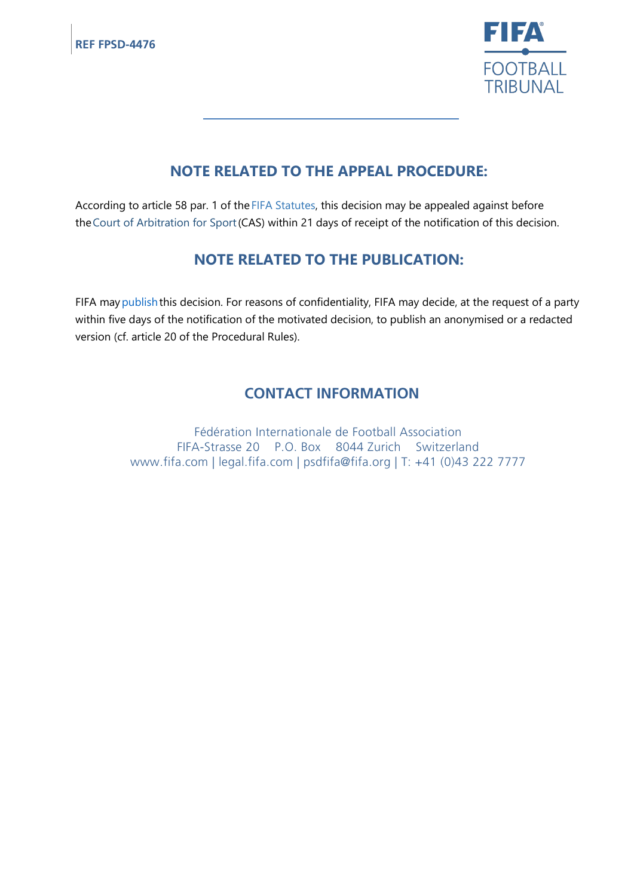## NOTE RELATED TO THE APPEAL PROCEDURE:

According to article 58 par. 1 of the FIFA Statutes, this decision may be appealed against before the Court of Arbitration for Sport (CAS) within 21 days of receipt of the notification of this decision.

## NOTE RELATED TO THE PUBLICATION:

FIFA may publish this decision. For reasons of confidentiality, FIFA may decide, at the request of a party within five days of the notification of the motivated decision, to publish an anonymised or a redacted version (cf. article 20 of the Procedural Rules).

## CONTACT INFORMATION

Fédération Internationale de Football Association
FIFA-Strasse 20 P.O. Box 8044 Zurich Switzerland
www.fifa.com | legal.fifa.com | psdfifa@fifa.org | T: +41 (0)43 222 7777